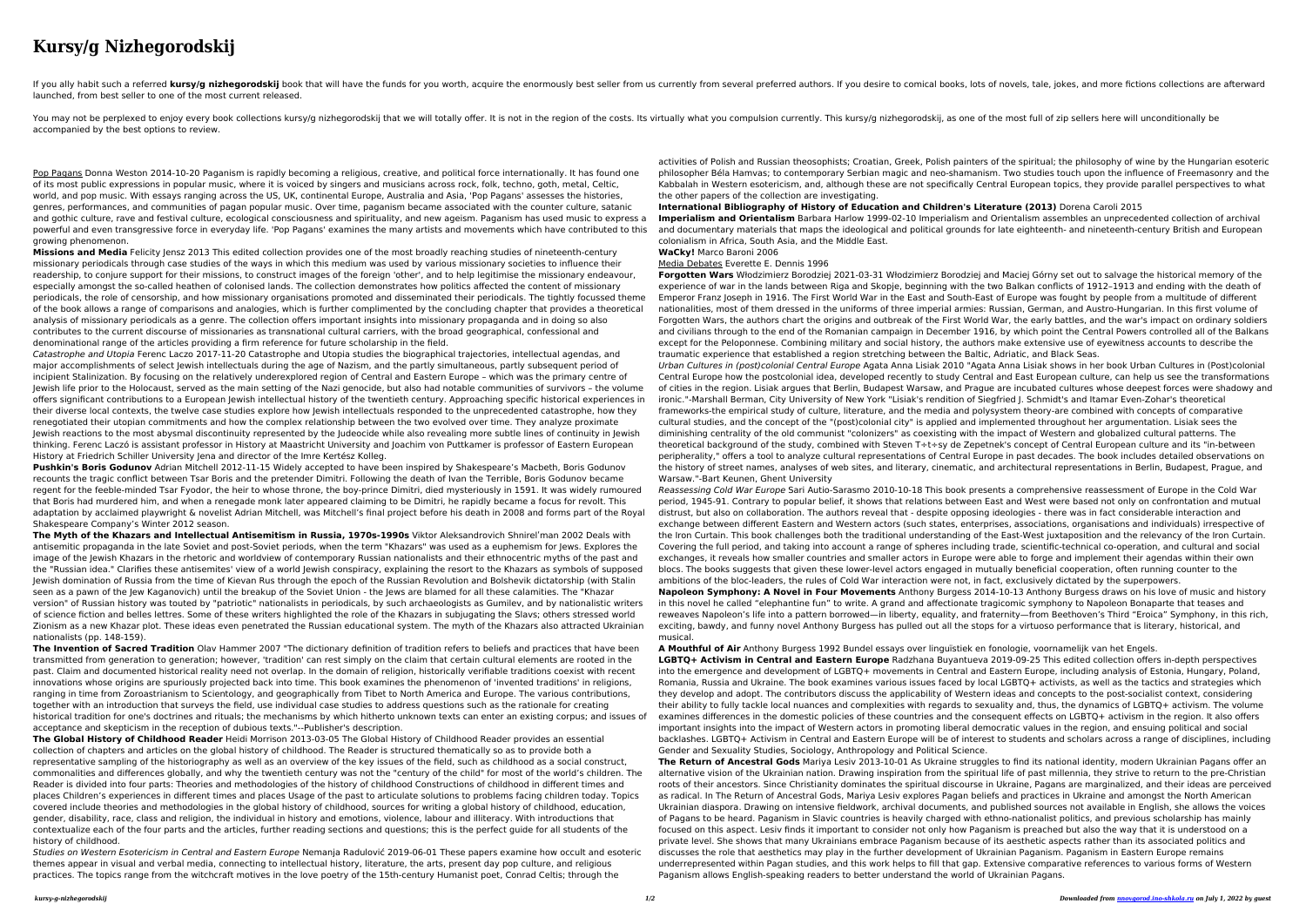# Kursy/g Nizhegorodskij

If you ally habit such a referred **kursy/g nizhegorodskij** book that will have the funds for you worth, acquire the enormously best seller from us currently from several preferred authors. If you desire to comical books, lots of novels, tale, jokes, and more fictions collections are afterward launched, from best seller to one of the most current released.

You may not be perplexed to enjoy every book collections kursy/g nizhegorodskij that we will totally offer. It is not in the region of the costs. Its virtually what you compulsion currently. This kursy/g nizhegorodskij, as one of the most full of zip sellers here will unconditionally be accompanied by the best options to review.

Pop Pagans Donna Weston 2014-10-20 Paganism is rapidly becoming a religious, creative, and political force internationally. It has found one of its most public expressions in popular music, where it is voiced by singers and musicians across rock, folk, techno, goth, metal, Celtic, world, and pop music. With essays ranging across the US, UK, continental Europe, Australia and Asia, 'Pop Pagans' assesses the histories, genres, performances, and communities of pagan popular music. Over time, paganism became associated with the counter culture, satanic and gothic culture, rave and festival culture, ecological consciousness and spirituality, and new ageism. Paganism has used music to express a powerful and even transgressive force in everyday life. 'Pop Pagans' examines the many artists and movements which have contributed to this growing phenomenon.

**Missions and Media** Felicity Jensz 2013 This edited collection provides one of the most broadly reaching studies of nineteenth-century missionary periodicals through case studies of the ways in which this medium was used by various missionary societies to influence their readership, to conjure support for their missions, to construct images of the foreign 'other', and to help legitimise the missionary endeavour, especially amongst the so-called heathen of colonised lands. The collection demonstrates how politics affected the content of missionary periodicals, the role of censorship, and how missionary organisations promoted and disseminated their periodicals. The tightly focussed theme of the book allows a range of comparisons and analogies, which is further complimented by the concluding chapter that provides a theoretical analysis of missionary periodicals as a genre. The collection offers important insights into missionary propaganda and in doing so also contributes to the current discourse of missionaries as transnational cultural carriers, with the broad geographical, confessional and denominational range of the articles providing a firm reference for future scholarship in the field.

*Catastrophe and Utopia* Ferenc Laczo 2017-11-20 Catastrophe and Utopia studies the biographical trajectories, intellectual agendas, and major accomplishments of select Jewish intellectuals during the age of Nazism, and the partly simultaneous, partly subsequent period of incipient Stalinization. By focusing on the relatively underexplored region of Central and Eastern Europe – which was the primary centre of Jewish life prior to the Holocaust, served as the main setting of the Nazi genocide, but also had notable communities of survivors – the volume offers significant contributions to a European Jewish intellectual history of the twentieth century. Approaching specific historical experiences in their diverse local contexts, the twelve case studies explore how Jewish intellectuals responded to the unprecedented catastrophe, how they renegotiated their utopian commitments and how the complex relationship between the two evolved over time. They analyze proximate Jewish reactions to the most abysmal discontinuity represented by the Judeocide while also revealing more subtle lines of continuity in Jewish thinking. Ferenc Laczó is assistant professor in History at Maastricht University and Joachim von Puttkamer is professor of Eastern European History at Friedrich Schiller University Jena and director of the Imre Kertész Kolleg.

**Pushkin's Boris Godunov** Adrian Mitchell 2012-11-15 Widely accepted to have been inspired by Shakespeare's Macbeth, Boris Godunov recounts the tragic conflict between Tsar Boris and the pretender Dimitri. Following the death of Ivan the Terrible, Boris Godunov became regent for the feeble-minded Tsar Fyodor, the heir to whose throne, the boy-prince Dimitri, died mysteriously in 1591. It was widely rumoured that Boris had murdered him, and when a renegade monk later appeared claiming to be Dimitri, he rapidly became a focus for revolt. This adaptation by acclaimed playwright & novelist Adrian Mitchell, was Mitchell's final project before his death in 2008 and forms part of the Royal Shakespeare Company's Winter 2012 season.

**The Myth of the Khazars and Intellectual Antisemitism in Russia, 1970s-1990s** Viktor Aleksandrovich Shnirelʹman 2002 Deals with antisemitic propaganda in the late Soviet and post-Soviet periods, when the term "Khazars" was used as a euphemism for Jews. Explores the image of the Jewish Khazars in the rhetoric and worldview of contemporary Russian nationalists and their ethnocentric myths of the past and the "Russian idea." Clarifies these antisemites' view of a world Jewish conspiracy, explaining the resort to the Khazars as symbols of supposed Jewish domination of Russia from the time of Kievan Rus through the epoch of the Russian Revolution and Bolshevik dictatorship (with Stalin seen as a pawn of the Jew Kaganovich) until the breakup of the Soviet Union - the Jews are blamed for all these calamities. The "Khazar version" of Russian history was touted by "patriotic" nationalists in periodicals, by such archaeologists as Gumilev, and by nationalistic writers of science fiction and belles lettres. Some of these writers highlighted the role of the Khazars in subjugating the Slavs; others stressed world Zionism as a new Khazar plot. These ideas even penetrated the Russian educational system. The myth of the Khazars also attracted Ukrainian nationalists (pp. 148-159).

**The Invention of Sacred Tradition** Olav Hammer 2007 "The dictionary definition of tradition refers to beliefs and practices that have been transmitted from generation to generation; however, 'tradition' can rest simply on the claim that certain cultural elements are rooted in the past. Claim and documented historical reality need not overlap. In the domain of religion, historically verifiable traditions coexist with recent innovations whose origins are spuriously projected back into time. This book examines the phenomenon of 'invented traditions' in religions, ranging in time from Zoroastrianism to Scientology, and geographically from Tibet to North America and Europe. The various contributions, together with an introduction that surveys the field, use individual case studies to address questions such as the rationale for creating historical tradition for one's doctrines and rituals; the mechanisms by which hitherto unknown texts can enter an existing corpus; and issues of acceptance and skepticism in the reception of dubious texts."--Publisher's description.

**The Global History of Childhood Reader** Heidi Morrison 2013-03-05 The Global History of Childhood Reader provides an essential collection of chapters and articles on the global history of childhood. The Reader is structured thematically so as to provide both a representative sampling of the historiography as well as an overview of the key issues of the field, such as childhood as a social construct, commonalities and differences globally, and why the twentieth century was not the "century of the child" for most of the world's children. The Reader is divided into four parts: Theories and methodologies of the history of childhood Constructions of childhood in different times and places Children's experiences in different times and places Usage of the past to articulate solutions to problems facing children today. Topics covered include theories and methodologies in the global history of childhood, sources for writing a global history of childhood, education, gender, disability, race, class and religion, the individual in history and emotions, violence, labour and illiteracy. With introductions that contextualize each of the four parts and the articles, further reading sections and questions; this is the perfect guide for all students of the history of childhood.

*Studies on Western Esotericism in Central and Eastern Europe* Nemanja Radulović 2019-06-01 These papers examine how occult and esoteric themes appear in visual and verbal media, connecting to intellectual history, literature, the arts, present day pop culture, and religious practices. The topics range from the witchcraft motives in the love poetry of the 15th-century Humanist poet, Conrad Celtis; through the activities of Polish and Russian theosophists; Croatian, Greek, Polish painters of the spiritual; the philosophy of wine by the Hungarian esoteric philosopher Béla Hamvas; to contemporary Serbian magic and neo-shamanism. Two studies touch upon the influence of Freemasonry and the Kabbalah in Western esotericism, and, although these are not specifically Central European topics, they provide parallel perspectives to what the other papers of the collection are investigating.

**International Bibliography of History of Education and Children's Literature (2013)** Dorena Caroli 2015

**Imperialism and Orientalism** Barbara Harlow 1999-02-10 Imperialism and Orientalism assembles an unprecedented collection of archival and documentary materials that maps the ideological and political grounds for late eighteenth- and nineteenth-century British and European colonialism in Africa, South Asia, and the Middle East.

**WaCky!** Marco Baroni 2006

Media Debates Everette E. Dennis 1996

**Forgotten Wars** Włodzimierz Borodziej 2021-03-31 Włodzimierz Borodziej and Maciej Górny set out to salvage the historical memory of the experience of war in the lands between Riga and Skopje, beginning with the two Balkan conflicts of 1912–1913 and ending with the death of Emperor Franz Joseph in 1916. The First World War in the East and South-East of Europe was fought by people from a multitude of different nationalities, most of them dressed in the uniforms of three imperial armies: Russian, German, and Austro-Hungarian. In this first volume of Forgotten Wars, the authors chart the origins and outbreak of the First World War, the early battles, and the war's impact on ordinary soldiers and civilians through to the end of the Romanian campaign in December 1916, by which point the Central Powers controlled all of the Balkans except for the Peloponnese. Combining military and social history, the authors make extensive use of eyewitness accounts to describe the traumatic experience that established a region stretching between the Baltic, Adriatic, and Black Seas.

*Urban Cultures in (post)colonial Central Europe* Agata Anna Lisiak 2010 "Agata Anna Lisiak shows in her book Urban Cultures in (Post)colonial Central Europe how the postcolonial idea, developed recently to study Central and East European culture, can help us see the transformations of cities in the region. Lisiak argues that Berlin, Budapest Warsaw, and Prague are incubated cultures whose deepest forces were shadowy and ironic."-Marshall Berman, City University of New York "Lisiak's rendition of Siegfried J. Schmidt's and Itamar Even-Zohar's theoretical frameworks-the empirical study of culture, literature, and the media and polysystem theory-are combined with concepts of comparative cultural studies, and the concept of the "(post)colonial city" is applied and implemented throughout her argumentation. Lisiak sees the diminishing centrality of the old communist "colonizers" as coexisting with the impact of Western and globalized cultural patterns. The theoretical background of the study, combined with Steven T÷t÷sy de Zepetnek's concept of Central European culture and its "in-between peripherality," offers a tool to analyze cultural representations of Central Europe in past decades. The book includes detailed observations on the history of street names, analyses of web sites, and literary, cinematic, and architectural representations in Berlin, Budapest, Prague, and Warsaw."-Bart Keunen, Ghent University

*Reassessing Cold War Europe* Sari Autio-Sarasmo 2010-10-18 This book presents a comprehensive reassessment of Europe in the Cold War period, 1945-91. Contrary to popular belief, it shows that relations between East and West were based not only on confrontation and mutual distrust, but also on collaboration. The authors reveal that - despite opposing ideologies - there was in fact considerable interaction and exchange between different Eastern and Western actors (such states, enterprises, associations, organisations and individuals) irrespective of the Iron Curtain. This book challenges both the traditional understanding of the East-West juxtaposition and the relevancy of the Iron Curtain. Covering the full period, and taking into account a range of spheres including trade, scientific-technical co-operation, and cultural and social exchanges, it reveals how smaller countries and smaller actors in Europe were able to forge and implement their agendas within their own blocs. The books suggests that given these lower-level actors engaged in mutually beneficial cooperation, often running counter to the ambitions of the bloc-leaders, the rules of Cold War interaction were not, in fact, exclusively dictated by the superpowers.

**Napoleon Symphony: A Novel in Four Movements** Anthony Burgess 2014-10-13 Anthony Burgess draws on his love of music and history in this novel he called "elephantine fun" to write. A grand and affectionate tragicomic symphony to Napoleon Bonaparte that teases and reweaves Napoleon's life into a pattern borrowed—in liberty, equality, and fraternity—from Beethoven's Third "Eroica" Symphony, in this rich, exciting, bawdy, and funny novel Anthony Burgess has pulled out all the stops for a virtuoso performance that is literary, historical, and musical.

**A Mouthful of Air** Anthony Burgess 1992 Bundel essays over linguïstiek en fonologie, voornamelijk van het Engels.

**LGBTQ+ Activism in Central and Eastern Europe** Radzhana Buyantueva 2019-09-25 This edited collection offers in-depth perspectives into the emergence and development of LGBTQ+ movements in Central and Eastern Europe, including analysis of Estonia, Hungary, Poland, Romania, Russia and Ukraine. The book examines various issues faced by local LGBTQ+ activists, as well as the tactics and strategies which they develop and adopt. The contributors discuss the applicability of Western ideas and concepts to the post-socialist context, considering their ability to fully tackle local nuances and complexities with regards to sexuality and, thus, the dynamics of LGBTQ+ activism. The volume examines differences in the domestic policies of these countries and the consequent effects on LGBTQ+ activism in the region. It also offers important insights into the impact of Western actors in promoting liberal democratic values in the region, and ensuing political and social backlashes. LGBTQ+ Activism in Central and Eastern Europe will be of interest to students and scholars across a range of disciplines, including Gender and Sexuality Studies, Sociology, Anthropology and Political Science.

**The Return of Ancestral Gods** Mariya Lesiv 2013-10-01 As Ukraine struggles to find its national identity, modern Ukrainian Pagans offer an alternative vision of the Ukrainian nation. Drawing inspiration from the spiritual life of past millennia, they strive to return to the pre-Christian roots of their ancestors. Since Christianity dominates the spiritual discourse in Ukraine, Pagans are marginalized, and their ideas are perceived as radical. In The Return of Ancestral Gods, Mariya Lesiv explores Pagan beliefs and practices in Ukraine and amongst the North American Ukrainian diaspora. Drawing on intensive fieldwork, archival documents, and published sources not available in English, she allows the voices of Pagans to be heard. Paganism in Slavic countries is heavily charged with ethno-nationalist politics, and previous scholarship has mainly focused on this level. Lesiv finds it important to consider not only how Paganism is preached but also the way that it is understood on a private level. She shows that many Ukrainians embrace Paganism because of its aesthetic aspects rather than its associated politics and discusses the role that aesthetics may play in the further development of Ukrainian Paganism. Paganism in Eastern Europe remains underrepresented within Pagan studies, and this work helps to fill that gap. Extensive comparative references to various forms of Western Paganism allows English-speaking readers to better understand the world of Ukrainian Pagans.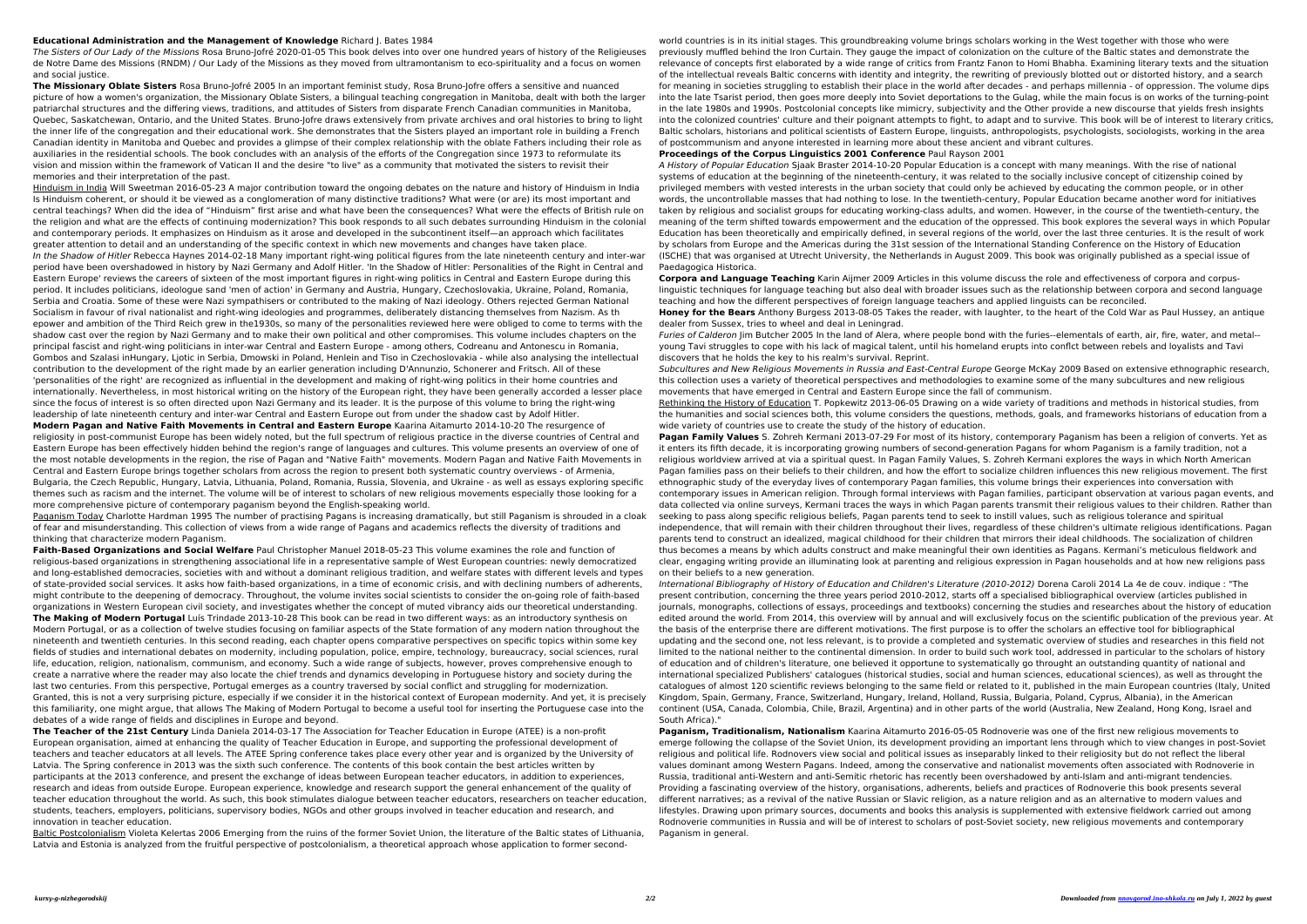**Educational Administration and the Management of Knowledge** Richard J. Bates 1984

*The Sisters of Our Lady of the Missions* Rosa Bruno-Jofré 2020-01-05 This book delves into over one hundred years of history of the Religieuses de Notre Dame des Missions (RNDM) / Our Lady of the Missions as they moved from ultramontanism to eco-spirituality and a focus on women and social justice.

**The Missionary Oblate Sisters** Rosa Bruno-Jofré 2005 In an important feminist study, Rosa Bruno-Jofre offers a sensitive and nuanced picture of how a women's organization, the Missionary Oblate Sisters, a bilingual teaching congregation in Manitoba, dealt with both the larger patriarchal structures and the differing views, traditions, and attitudes of Sisters from disparate French Canadian communities in Manitoba, Quebec, Saskatchewan, Ontario, and the United States. Bruno-Jofre draws extensively from private archives and oral histories to bring to light the inner life of the congregation and their educational work. She demonstrates that the Sisters played an important role in building a French Canadian identity in Manitoba and Quebec and provides a glimpse of their complex relationship with the oblate Fathers including their role as auxiliaries in the residential schools. The book concludes with an analysis of the efforts of the Congregation since 1973 to reformulate its vision and mission within the framework of Vatican II and the desire "to live" as a community that motivated the sisters to revisit their memories and their interpretation of the past.

Hinduism in India Will Sweetman 2016-05-23 A major contribution toward the ongoing debates on the nature and history of Hinduism in India Is Hinduism coherent, or should it be viewed as a conglomeration of many distinctive traditions? What were (or are) its most important and central teachings? When did the idea of "Hinduism" first arise and what have been the consequences? What were the effects of British rule on the religion and what are the effects of continuing modernization? This book responds to all such debates surrounding Hinduism in the colonial and contemporary periods. It emphasizes on Hinduism as it arose and developed in the subcontinent itself—an approach which facilitates greater attention to detail and an understanding of the specific context in which new movements and changes have taken place.

*In the Shadow of Hitler* Rebecca Haynes 2014-02-18 Many important right-wing political figures from the late nineteenth century and inter-war period have been overshadowed in history by Nazi Germany and Adolf Hitler. 'In the Shadow of Hitler: Personalities of the Right in Central and Eastern Europe' reviews the careers of sixteen of the most important figures in right-wing politics in Central and Eastern Europe during this period. It includes politicians, ideologue sand 'men of action' in Germany and Austria, Hungary, Czechoslovakia, Ukraine, Poland, Romania, Serbia and Croatia. Some of these were Nazi sympathisers or contributed to the making of Nazi ideology. Others rejected German National Socialism in favour of rival nationalist and right-wing ideologies and programmes, deliberately distancing themselves from Nazism. As th epower and ambition of the Third Reich grew in the1930s, so many of the personalities reviewed here were obliged to come to terms with the shadow cast over the region by Nazi Germany and to make their own political and other compromises. This volume includes chapters on the principal fascist and right-wing politicians in inter-war Central and Eastern Europe - among others, Codreanu and Antonescu in Romania, Gombos and Szalasi inHungary, Ljotic in Serbia, Dmowski in Poland, Henlein and Tiso in Czechoslovakia - while also analysing the intellectual contribution to the development of the right made by an earlier generation including D'Annunzio, Schonerer and Fritsch. All of these 'personalities of the right' are recognized as influential in the development and making of right-wing politics in their home countries and internationally. Nevertheless, in most historical writing on the history of the European right, they have been generally accorded a lesser place since the focus of interest is so often directed upon Nazi Germany and its leader. It is the purpose of this volume to bring the right-wing leadership of late nineteenth century and inter-war Central and Eastern Europe out from under the shadow cast by Adolf Hitler.

**Modern Pagan and Native Faith Movements in Central and Eastern Europe** Kaarina Aitamurto 2014-10-20 The resurgence of religiosity in post-communist Europe has been widely noted, but the full spectrum of religious practice in the diverse countries of Central and Eastern Europe has been effectively hidden behind the region's range of languages and cultures. This volume presents an overview of one of the most notable developments in the region, the rise of Pagan and "Native Faith" movements. Modern Pagan and Native Faith Movements in Central and Eastern Europe brings together scholars from across the region to present both systematic country overviews - of Armenia, Bulgaria, the Czech Republic, Hungary, Latvia, Lithuania, Poland, Romania, Russia, Slovenia, and Ukraine - as well as essays exploring specific themes such as racism and the internet. The volume will be of interest to scholars of new religious movements especially those looking for a more comprehensive picture of contemporary paganism beyond the English-speaking world.

Paganism Today Charlotte Hardman 1995 The number of practising Pagans is increasing dramatically, but still Paganism is shrouded in a cloak of fear and misunderstanding. This collection of views from a wide range of Pagans and academics reflects the diversity of traditions and thinking that characterize modern Paganism.

**Faith-Based Organizations and Social Welfare** Paul Christopher Manuel 2018-05-23 This volume examines the role and function of religious-based organizations in strengthening associational life in a representative sample of West European countries: newly democratized and long-established democracies, societies with and without a dominant religious tradition, and welfare states with different levels and types of state-provided social services. It asks how faith-based organizations, in a time of economic crisis, and with declining numbers of adherents, might contribute to the deepening of democracy. Throughout, the volume invites social scientists to consider the on-going role of faith-based organizations in Western European civil society, and investigates whether the concept of muted vibrancy aids our theoretical understanding.

**The Making of Modern Portugal** Luís Trindade 2013-10-28 This book can be read in two different ways: as an introductory synthesis on Modern Portugal, or as a collection of twelve studies focusing on familiar aspects of the State formation of any modern nation throughout the nineteenth and twentieth centuries. In this second reading, each chapter opens comparative perspectives on specific topics within some key fields of studies and international debates on modernity, including population, police, empire, technology, bureaucracy, social sciences, rural life, education, religion, nationalism, communism, and economy. Such a wide range of subjects, however, proves comprehensive enough to create a narrative where the reader may also locate the chief trends and dynamics developing in Portuguese history and society during the last two centuries. From this perspective, Portugal emerges as a country traversed by social conflict and struggling for modernization. Granted, this is not a very surprising picture, especially if we consider it in the historical context of European modernity. And yet, it is precisely this familiarity, one might argue, that allows The Making of Modern Portugal to become a useful tool for inserting the Portuguese case into the debates of a wide range of fields and disciplines in Europe and beyond.

**The Teacher of the 21st Century** Linda Daniela 2014-03-17 The Association for Teacher Education in Europe (ATEE) is a non-profit European organisation, aimed at enhancing the quality of Teacher Education in Europe, and supporting the professional development of teachers and teacher educators at all levels. The ATEE Spring conference takes place every other year and is organized by the University of Latvia. The Spring conference in 2013 was the sixth such conference. The contents of this book contain the best articles written by participants at the 2013 conference, and present the exchange of ideas between European teacher educators, in addition to experiences, research and ideas from outside Europe. European experience, knowledge and research support the general enhancement of the quality of teacher education throughout the world. As such, this book stimulates dialogue between teacher educators, researchers on teacher education, students, teachers, employers, politicians, supervisory bodies, NGOs and other groups involved in teacher education and research, and innovation in teacher education.

Baltic Postcolonialism Violeta Kelertas 2006 Emerging from the ruins of the former Soviet Union, the literature of the Baltic states of Lithuania, Latvia and Estonia is analyzed from the fruitful perspective of postcolonialism, a theoretical approach whose application to former second-world countries is in its initial stages. This groundbreaking volume brings scholars working in the West together with those who were previously muffled behind the Iron Curtain. They gauge the impact of colonization on the culture of the Baltic states and demonstrate the relevance of concepts first elaborated by a wide range of critics from Frantz Fanon to Homi Bhabha. Examining literary texts and the situation of the intellectual reveals Baltic concerns with identity and integrity, the rewriting of previously blotted out or distorted history, and a search for meaning in societies struggling to establish their place in the world after decades - and perhaps millennia - of oppression. The volume dips into the late Tsarist period, then goes more deeply into Soviet deportations to the Gulag, while the main focus is on works of the turning-point in the late 1980s and 1990s. Postcolonial concepts like mimicry, subjectivity and the Other provide a new discourse that yields fresh insights into the colonized countries' culture and their poignant attempts to fight, to adapt and to survive. This book will be of interest to literary critics, Baltic scholars, historians and political scientists of Eastern Europe, linguists, anthropologists, psychologists, sociologists, working in the area of postcommunism and anyone interested in learning more about these ancient and vibrant cultures.

**Proceedings of the Corpus Linguistics 2001 Conference** Paul Rayson 2001

*A History of Popular Education* Sjaak Braster 2014-10-20 Popular Education is a concept with many meanings. With the rise of national systems of education at the beginning of the nineteenth-century, it was related to the socially inclusive concept of citizenship coined by privileged members with vested interests in the urban society that could only be achieved by educating the common people, or in other words, the uncontrollable masses that had nothing to lose. In the twentieth-century, Popular Education became another word for initiatives taken by religious and socialist groups for educating working-class adults, and women. However, in the course of the twentieth-century, the meaning of the term shifted towards empowerment and the education of the oppressed. This book explores the several ways in which Popular Education has been theoretically and empirically defined, in several regions of the world, over the last three centuries. It is the result of work by scholars from Europe and the Americas during the 31st session of the International Standing Conference on the History of Education (ISCHE) that was organised at Utrecht University, the Netherlands in August 2009. This book was originally published as a special issue of Paedagogica Historica.

**Corpora and Language Teaching** Karin Aijmer 2009 Articles in this volume discuss the role and effectiveness of corpora and corpus-linguistic techniques for language teaching but also deal with broader issues such as the relationship between corpora and second language teaching and how the different perspectives of foreign language teachers and applied linguists can be reconciled.

**Honey for the Bears** Anthony Burgess 2013-08-05 Takes the reader, with laughter, to the heart of the Cold War as Paul Hussey, an antique dealer from Sussex, tries to wheel and deal in Leningrad.

*Furies of Calderon* Jim Butcher 2005 In the land of Alera, where people bond with the furies--elementals of earth, air, fire, water, and metal--young Tavi struggles to cope with his lack of magical talent, until his homeland erupts into conflct between rebels and loyalists and Tavi discovers that he holds the key to his realm's survival. Reprint.

*Subcultures and New Religious Movements in Russia and East-Central Europe* George McKay 2009 Based on extensive ethnographic research, this collection uses a variety of theoretical perspectives and methodologies to examine some of the many subcultures and new religious movements that have emerged in Central and Eastern Europe since the fall of communism.

Rethinking the History of Education T. Popkewitz 2013-06-05 Drawing on a wide variety of traditions and methods in historical studies, from the humanities and social sciences both, this volume considers the questions, methods, goals, and frameworks historians of education from a wide variety of countries use to create the study of the history of education.

**Pagan Family Values** S. Zohreh Kermani 2013-07-29 For most of its history, contemporary Paganism has been a religion of converts. Yet as it enters its fifth decade, it is incorporating growing numbers of second-generation Pagans for whom Paganism is a family tradition, not a religious worldview arrived at via a spiritual quest. In Pagan Family Values, S. Zohreh Kermani explores the ways in which North American Pagan families pass on their beliefs to their children, and how the effort to socialize children influences this new religious movement. The first ethnographic study of the everyday lives of contemporary Pagan families, this volume brings their experiences into conversation with contemporary issues in American religion. Through formal interviews with Pagan families, participant observation at various pagan events, and data collected via online surveys, Kermani traces the ways in which Pagan parents transmit their religious values to their children. Rather than seeking to pass along specific religious beliefs, Pagan parents tend to seek to instill values, such as religious tolerance and spiritual independence, that will remain with their children throughout their lives, regardless of these children's ultimate religious identifications. Pagan parents tend to construct an idealized, magical childhood for their children that mirrors their ideal childhoods. The socialization of children thus becomes a means by which adults construct and make meaningful their own identities as Pagans. Kermani's meticulous fieldwork and clear, engaging writing provide an illuminating look at parenting and religious expression in Pagan households and at how new religions pass on their beliefs to a new generation.

*International Bibliography of History of Education and Children's Literature (2010-2012)* Dorena Caroli 2014 La 4e de couv. indique : "The present contribution, concerning the three years period 2010-2012, starts off a specialised bibliographical overview (articles published in journals, monographs, collections of essays, proceedings and textbooks) concerning the studies and researches about the history of education edited around the world. From 2014, this overview will by annual and will exclusively focus on the scientific publication of the previous year. At the basis of the enterprise there are different motivations. The first purpose is to offer the scholars an effective tool for bibliographical updating and the second one, not less relevant, is to provide a completed and systematic overview of studies and researches in this field not limited to the national neither to the continental dimension. In order to build such work tool, addressed in particular to the scholars of history of education and of children's literature, one believed it opportune to systematically go throught an outstanding quantity of national and international specialized Publishers' catalogues (historical studies, social and human sciences, educational sciences), as well as throught the catalogues of almost 120 scientific reviews belonging to the same field or related to it, published in the main European countries (Italy, United Kingdom, Spain, Germany, France, Switzerland, Hungary, Ireland, Holland, Russia, Bulgaria, Poland, Cyprus, Albania), in the American continent (USA, Canada, Colombia, Chile, Brazil, Argentina) and in other parts of the world (Australia, New Zealand, Hong Kong, Israel and South Africa)."

**Paganism, Traditionalism, Nationalism** Kaarina Aitamurto 2016-05-05 Rodnoverie was one of the first new religious movements to emerge following the collapse of the Soviet Union, its development providing an important lens through which to view changes in post-Soviet religious and political life. Rodnovers view social and political issues as inseparably linked to their religiosity but do not reflect the liberal values dominant among Western Pagans. Indeed, among the conservative and nationalist movements often associated with Rodnoverie in Russia, traditional anti-Western and anti-Semitic rhetoric has recently been overshadowed by anti-Islam and anti-migrant tendencies. Providing a fascinating overview of the history, organisations, adherents, beliefs and practices of Rodnoverie this book presents several different narratives; as a revival of the native Russian or Slavic religion, as a nature religion and as an alternative to modern values and lifestyles. Drawing upon primary sources, documents and books this analysis is supplemented with extensive fieldwork carried out among Rodnoverie communities in Russia and will be of interest to scholars of post-Soviet society, new religious movements and contemporary Paganism in general.